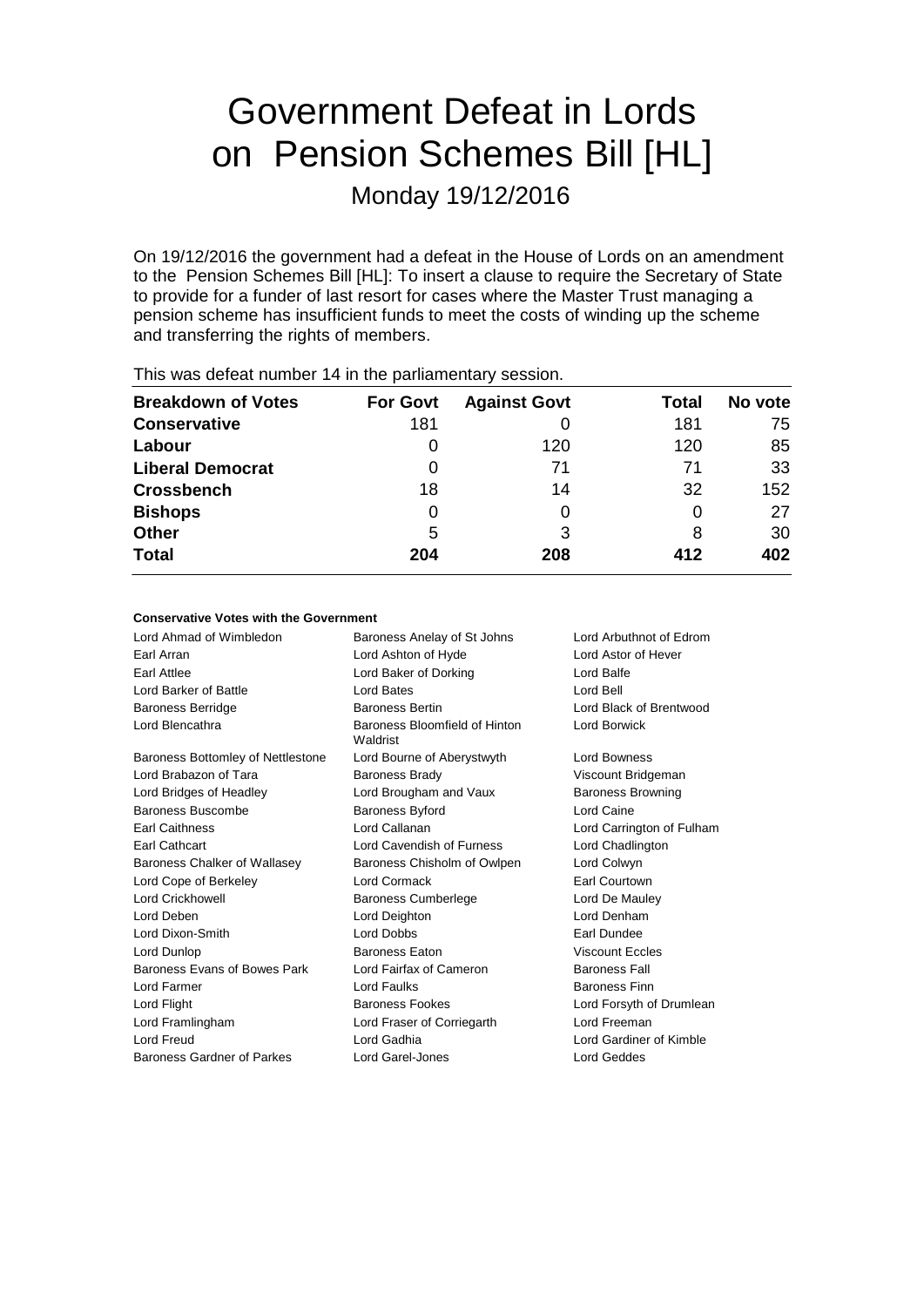# Government Defeat in Lords on Pension Schemes Bill [HL]

Monday 19/12/2016

On 19/12/2016 the government had a defeat in the House of Lords on an amendment to the Pension Schemes Bill [HL]: To insert a clause to require the Secretary of State to provide for a funder of last resort for cases where the Master Trust managing a pension scheme has insufficient funds to meet the costs of winding up the scheme and transferring the rights of members.

This was defeat number 14 in the parliamentary session.

| Breakdown of Votes | For Govt | Against Govt | Total | No vote |
|---|---|---|---|---|
| **Conservative** | 181 | 0 | 181 | 75 |
| **Labour** | 0 | 120 | 120 | 85 |
| **Liberal Democrat** | 0 | 71 | 71 | 33 |
| **Crossbench** | 18 | 14 | 32 | 152 |
| **Bishops** | 0 | 0 | 0 | 27 |
| **Other** | 5 | 3 | 8 | 30 |
| **Total** | **204** | **208** | **412** | **402** |

**Conservative Votes with the Government**

| | | |
|---|---|---|
| Lord Ahmad of Wimbledon | Baroness Anelay of St Johns | Lord Arbuthnot of Edrom |
| Earl Arran | Lord Ashton of Hyde | Lord Astor of Hever |
| Earl Attlee | Lord Baker of Dorking | Lord Balfe |
| Lord Barker of Battle | Lord Bates | Lord Bell |
| Baroness Berridge | Baroness Bertin | Lord Black of Brentwood |
| Lord Blencathra | Baroness Bloomfield of Hinton Waldrist | Lord Borwick |
| Baroness Bottomley of Nettlestone | Lord Bourne of Aberystwyth | Lord Bowness |
| Lord Brabazon of Tara | Baroness Brady | Viscount Bridgeman |
| Lord Bridges of Headley | Lord Brougham and Vaux | Baroness Browning |
| Baroness Buscombe | Baroness Byford | Lord Caine |
| Earl Caithness | Lord Callanan | Lord Carrington of Fulham |
| Earl Cathcart | Lord Cavendish of Furness | Lord Chadlington |
| Baroness Chalker of Wallasey | Baroness Chisholm of Owlpen | Lord Colwyn |
| Lord Cope of Berkeley | Lord Cormack | Earl Courtown |
| Lord Crickhowell | Baroness Cumberlege | Lord De Mauley |
| Lord Deben | Lord Deighton | Lord Denham |
| Lord Dixon-Smith | Lord Dobbs | Earl Dundee |
| Lord Dunlop | Baroness Eaton | Viscount Eccles |
| Baroness Evans of Bowes Park | Lord Fairfax of Cameron | Baroness Fall |
| Lord Farmer | Lord Faulks | Baroness Finn |
| Lord Flight | Baroness Fookes | Lord Forsyth of Drumlean |
| Lord Framlingham | Lord Fraser of Corriegarth | Lord Freeman |
| Lord Freud | Lord Gadhia | Lord Gardiner of Kimble |
| Baroness Gardner of Parkes | Lord Garel-Jones | Lord Geddes |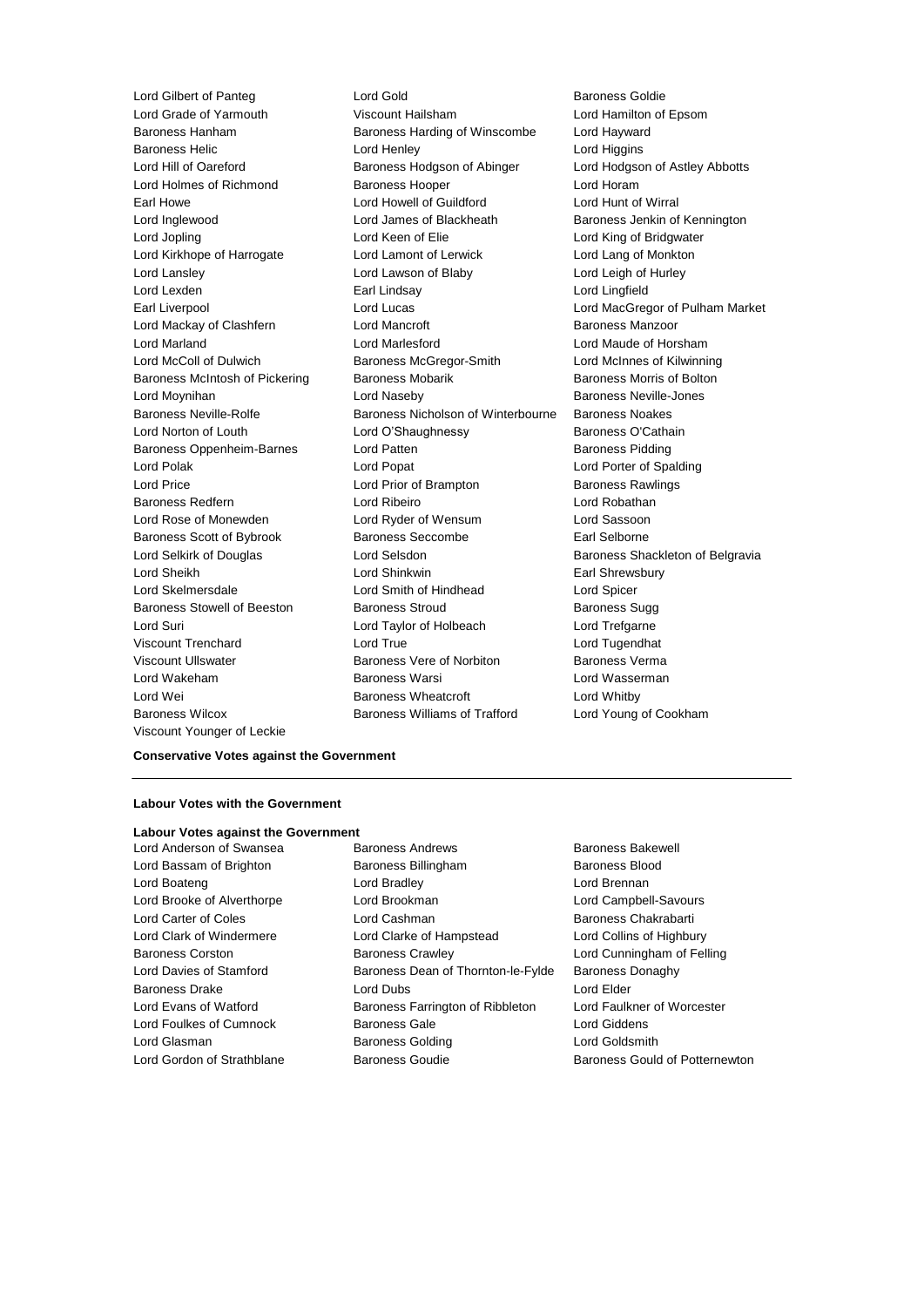Lord Gilbert of Panteg
Lord Gold
Baroness Goldie
Lord Grade of Yarmouth
Viscount Hailsham
Lord Hamilton of Epsom
Baroness Hanham
Baroness Harding of Winscombe
Lord Hayward
Baroness Helic
Lord Henley
Lord Higgins
Lord Hill of Oareford
Baroness Hodgson of Abinger
Lord Hodgson of Astley Abbotts
Lord Holmes of Richmond
Baroness Hooper
Lord Horam
Earl Howe
Lord Howell of Guildford
Lord Hunt of Wirral
Lord Inglewood
Lord James of Blackheath
Baroness Jenkin of Kennington
Lord Jopling
Lord Keen of Elie
Lord King of Bridgwater
Lord Kirkhope of Harrogate
Lord Lamont of Lerwick
Lord Lang of Monkton
Lord Lansley
Lord Lawson of Blaby
Lord Leigh of Hurley
Lord Lexden
Earl Lindsay
Lord Lingfield
Earl Liverpool
Lord Lucas
Lord MacGregor of Pulham Market
Lord Mackay of Clashfern
Lord Mancroft
Baroness Manzoor
Lord Marland
Lord Marlesford
Lord Maude of Horsham
Lord McColl of Dulwich
Baroness McGregor-Smith
Lord McInnes of Kilwinning
Baroness McIntosh of Pickering
Baroness Mobarik
Baroness Morris of Bolton
Lord Moynihan
Lord Naseby
Baroness Neville-Jones
Baroness Neville-Rolfe
Baroness Nicholson of Winterbourne
Baroness Noakes
Lord Norton of Louth
Lord O'Shaughnessy
Baroness O'Cathain
Baroness Oppenheim-Barnes
Lord Patten
Baroness Pidding
Lord Polak
Lord Popat
Lord Porter of Spalding
Lord Price
Lord Prior of Brampton
Baroness Rawlings
Baroness Redfern
Lord Ribeiro
Lord Robathan
Lord Rose of Monewden
Lord Ryder of Wensum
Lord Sassoon
Baroness Scott of Bybrook
Baroness Seccombe
Earl Selborne
Lord Selkirk of Douglas
Lord Selsdon
Baroness Shackleton of Belgravia
Lord Sheikh
Lord Shinkwin
Earl Shrewsbury
Lord Skelmersdale
Lord Smith of Hindhead
Lord Spicer
Baroness Stowell of Beeston
Baroness Stroud
Baroness Sugg
Lord Suri
Lord Taylor of Holbeach
Lord Trefgarne
Viscount Trenchard
Lord True
Lord Tugendhat
Viscount Ullswater
Baroness Vere of Norbiton
Baroness Verma
Lord Wakeham
Baroness Warsi
Lord Wasserman
Lord Wei
Baroness Wheatcroft
Lord Whitby
Baroness Wilcox
Baroness Williams of Trafford
Lord Young of Cookham
Viscount Younger of Leckie

**Conservative Votes against the Government**

---

**Labour Votes with the Government**

**Labour Votes against the Government**

Lord Anderson of Swansea
Baroness Andrews
Baroness Bakewell
Lord Bassam of Brighton
Baroness Billingham
Baroness Blood
Lord Boateng
Lord Bradley
Lord Brennan
Lord Brooke of Alverthorpe
Lord Brookman
Lord Campbell-Savours
Lord Carter of Coles
Lord Cashman
Baroness Chakrabarti
Lord Clark of Windermere
Lord Clarke of Hampstead
Lord Collins of Highbury
Baroness Corston
Baroness Crawley
Lord Cunningham of Felling
Lord Davies of Stamford
Baroness Dean of Thornton-le-Fylde
Baroness Donaghy
Baroness Drake
Lord Dubs
Lord Elder
Lord Evans of Watford
Baroness Farrington of Ribbleton
Lord Faulkner of Worcester
Lord Foulkes of Cumnock
Baroness Gale
Lord Giddens
Lord Glasman
Baroness Golding
Lord Goldsmith
Lord Gordon of Strathblane
Baroness Goudie
Baroness Gould of Potternewton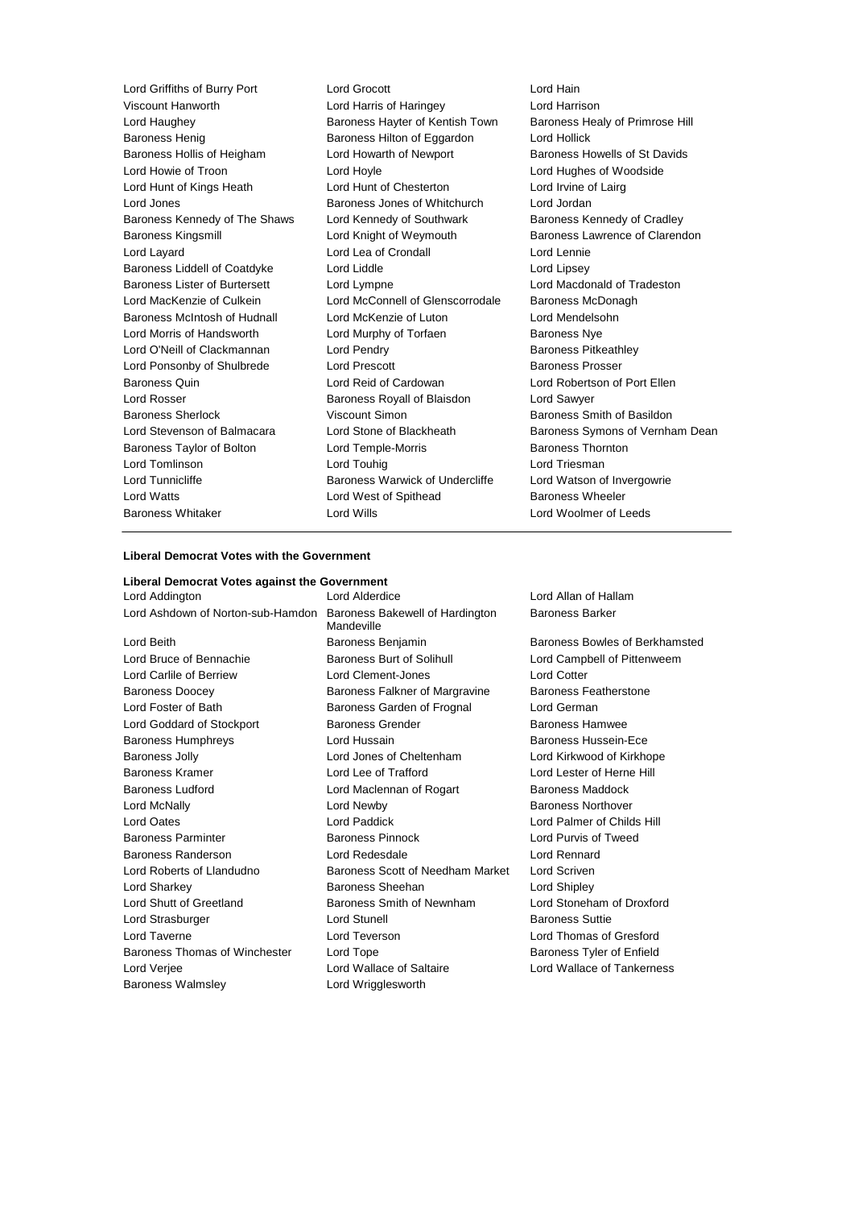Lord Griffiths of Burry Port
Lord Grocott
Lord Hain
Viscount Hanworth
Lord Harris of Haringey
Lord Harrison
Lord Haughey
Baroness Hayter of Kentish Town
Baroness Healy of Primrose Hill
Baroness Henig
Baroness Hilton of Eggardon
Lord Hollick
Baroness Hollis of Heigham
Lord Howarth of Newport
Baroness Howells of St Davids
Lord Howie of Troon
Lord Hoyle
Lord Hughes of Woodside
Lord Hunt of Kings Heath
Lord Hunt of Chesterton
Lord Irvine of Lairg
Lord Jones
Baroness Jones of Whitchurch
Lord Jordan
Baroness Kennedy of The Shaws
Lord Kennedy of Southwark
Baroness Kennedy of Cradley
Baroness Kingsmill
Lord Knight of Weymouth
Baroness Lawrence of Clarendon
Lord Layard
Lord Lea of Crondall
Lord Lennie
Baroness Liddell of Coatdyke
Lord Liddle
Lord Lipsey
Baroness Lister of Burtersett
Lord Lympne
Lord Macdonald of Tradeston
Lord MacKenzie of Culkein
Lord McConnell of Glenscorrodale
Baroness McDonagh
Baroness McIntosh of Hudnall
Lord McKenzie of Luton
Lord Mendelsohn
Lord Morris of Handsworth
Lord Murphy of Torfaen
Baroness Nye
Lord O'Neill of Clackmannan
Lord Pendry
Baroness Pitkeathley
Lord Ponsonby of Shulbrede
Lord Prescott
Baroness Prosser
Baroness Quin
Lord Reid of Cardowan
Lord Robertson of Port Ellen
Lord Rosser
Baroness Royall of Blaisdon
Lord Sawyer
Baroness Sherlock
Viscount Simon
Baroness Smith of Basildon
Lord Stevenson of Balmacara
Lord Stone of Blackheath
Baroness Symons of Vernham Dean
Baroness Taylor of Bolton
Lord Temple-Morris
Baroness Thornton
Lord Tomlinson
Lord Touhig
Lord Triesman
Lord Tunnicliffe
Baroness Warwick of Undercliffe
Lord Watson of Invergowrie
Lord Watts
Lord West of Spithead
Baroness Wheeler
Baroness Whitaker
Lord Wills
Lord Woolmer of Leeds

---

**Liberal Democrat Votes with the Government**

**Liberal Democrat Votes against the Government**

Lord Addington
Lord Alderdice
Lord Allan of Hallam
Lord Ashdown of Norton-sub-Hamdon
Baroness Bakewell of Hardington Mandeville
Baroness Barker
Lord Beith
Baroness Benjamin
Baroness Bowles of Berkhamsted
Lord Bruce of Bennachie
Baroness Burt of Solihull
Lord Campbell of Pittenweem
Lord Carlile of Berriew
Lord Clement-Jones
Lord Cotter
Baroness Doocey
Baroness Falkner of Margravine
Baroness Featherstone
Lord Foster of Bath
Baroness Garden of Frognal
Lord German
Lord Goddard of Stockport
Baroness Grender
Baroness Hamwee
Baroness Humphreys
Lord Hussain
Baroness Hussein-Ece
Baroness Jolly
Lord Jones of Cheltenham
Lord Kirkwood of Kirkhope
Baroness Kramer
Lord Lee of Trafford
Lord Lester of Herne Hill
Baroness Ludford
Lord Maclennan of Rogart
Baroness Maddock
Lord McNally
Lord Newby
Baroness Northover
Lord Oates
Lord Paddick
Lord Palmer of Childs Hill
Baroness Parminter
Baroness Pinnock
Lord Purvis of Tweed
Baroness Randerson
Lord Redesdale
Lord Rennard
Lord Roberts of Llandudno
Baroness Scott of Needham Market
Lord Scriven
Lord Sharkey
Baroness Sheehan
Lord Shipley
Lord Shutt of Greetland
Baroness Smith of Newnham
Lord Stoneham of Droxford
Lord Strasburger
Lord Stunell
Baroness Suttie
Lord Taverne
Lord Teverson
Lord Thomas of Gresford
Baroness Thomas of Winchester
Lord Tope
Baroness Tyler of Enfield
Lord Verjee
Lord Wallace of Saltaire
Lord Wallace of Tankerness
Baroness Walmsley
Lord Wrigglesworth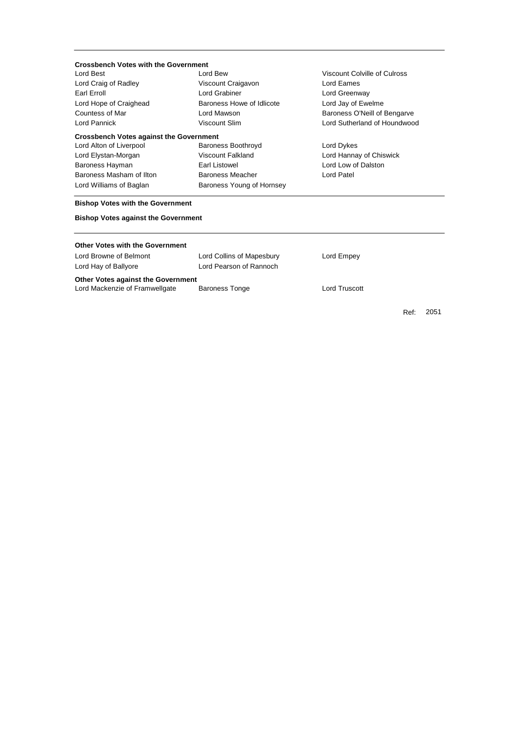**Crossbench Votes with the Government**

Lord Best, Lord Bew, Viscount Colville of Culross, Lord Craig of Radley, Viscount Craigavon, Lord Eames, Earl Erroll, Lord Grabiner, Lord Greenway, Lord Hope of Craighead, Baroness Howe of Idlicote, Lord Jay of Ewelme, Countess of Mar, Lord Mawson, Baroness O'Neill of Bengarve, Lord Pannick, Viscount Slim, Lord Sutherland of Houndwood

**Crossbench Votes against the Government**

Lord Alton of Liverpool, Baroness Boothroyd, Lord Dykes, Lord Elystan-Morgan, Viscount Falkland, Lord Hannay of Chiswick, Baroness Hayman, Earl Listowel, Lord Low of Dalston, Baroness Masham of Ilton, Baroness Meacher, Lord Patel, Lord Williams of Baglan, Baroness Young of Hornsey

**Bishop Votes with the Government**

**Bishop Votes against the Government**

**Other Votes with the Government**

Lord Browne of Belmont, Lord Collins of Mapesbury, Lord Empey, Lord Hay of Ballyore, Lord Pearson of Rannoch

**Other Votes against the Government**

Lord Mackenzie of Framwellgate, Baroness Tonge, Lord Truscott

Ref: 2051